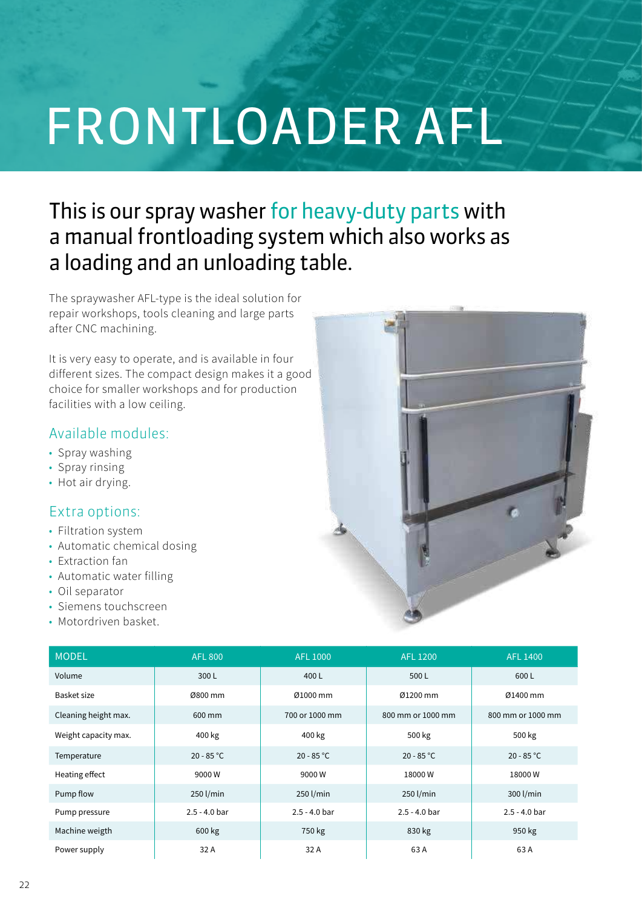# FRONTLOADER AFL

## This is our spray washer for heavy-duty parts with a manual frontloading system which also works as a loading and an unloading table.

The spraywasher AFL-type is the ideal solution for repair workshops, tools cleaning and large parts after CNC machining.

It is very easy to operate, and is available in four different sizes. The compact design makes it a good choice for smaller workshops and for production facilities with a low ceiling.

### Available modules:

- Spray washing
- Spray rinsing
- Hot air drying.

### Extra options:

- Filtration system
- Automatic chemical dosing
- Extraction fan
- Automatic water filling
- Oil separator
- Siemens touchscreen
- Motordriven basket.

| MODEL | AFL 800 | AFL 1000 | AFL 1200 | AFL 1400 |
|---|---|---|---|---|
| Volume | 300 L | 400 L | 500 L | 600 L |
| Basket size | Ø800 mm | Ø1000 mm | Ø1200 mm | Ø1400 mm |
| Cleaning height max. | 600 mm | 700 or 1000 mm | 800 mm or 1000 mm | 800 mm or 1000 mm |
| Weight capacity max. | 400 kg | 400 kg | 500 kg | 500 kg |
| Temperature | 20 - 85 °C | 20 - 85 °C | 20 - 85 °C | 20 - 85 °C |
| Heating effect | 9000 W | 9000 W | 18000 W | 18000 W |
| Pump flow | 250 l/min | 250 l/min | 250 l/min | 300 l/min |
| Pump pressure | 2.5 - 4.0 bar | 2.5 - 4.0 bar | 2.5 - 4.0 bar | 2.5 - 4.0 bar |
| Machine weigth | 600 kg | 750 kg | 830 kg | 950 kg |
| Power supply | 32 A | 32 A | 63 A | 63 A |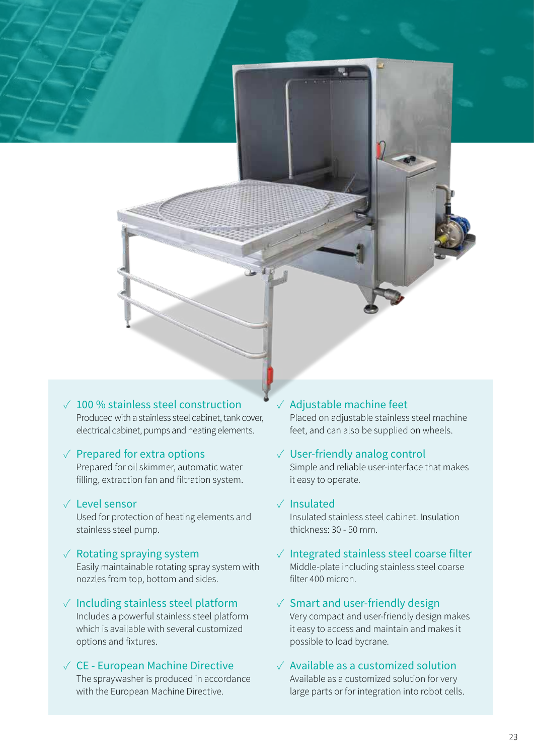- √ **100 % stainless steel construction**
  Produced with a stainless steel cabinet, tank cover, electrical cabinet, pumps and heating elements.

- √ **Prepared for extra options**
  Prepared for oil skimmer, automatic water filling, extraction fan and filtration system.

- √ **Level sensor**
  Used for protection of heating elements and stainless steel pump.

- √ **Rotating spraying system**
  Easily maintainable rotating spray system with nozzles from top, bottom and sides.

- √ **Including stainless steel platform**
  Includes a powerful stainless steel platform which is available with several customized options and fixtures.

- √ **CE - European Machine Directive**
  The spraywasher is produced in accordance with the European Machine Directive.

- √ **Adjustable machine feet**
  Placed on adjustable stainless steel machine feet, and can also be supplied on wheels.

- √ **User-friendly analog control**
  Simple and reliable user-interface that makes it easy to operate.

- √ **Insulated**
  Insulated stainless steel cabinet. Insulation thickness: 30 - 50 mm.

- √ **Integrated stainless steel coarse filter**
  Middle-plate including stainless steel coarse filter 400 micron.

- √ **Smart and user-friendly design**
  Very compact and user-friendly design makes it easy to access and maintain and makes it possible to load bycrane.

- √ **Available as a customized solution**
  Available as a customized solution for very large parts or for integration into robot cells.